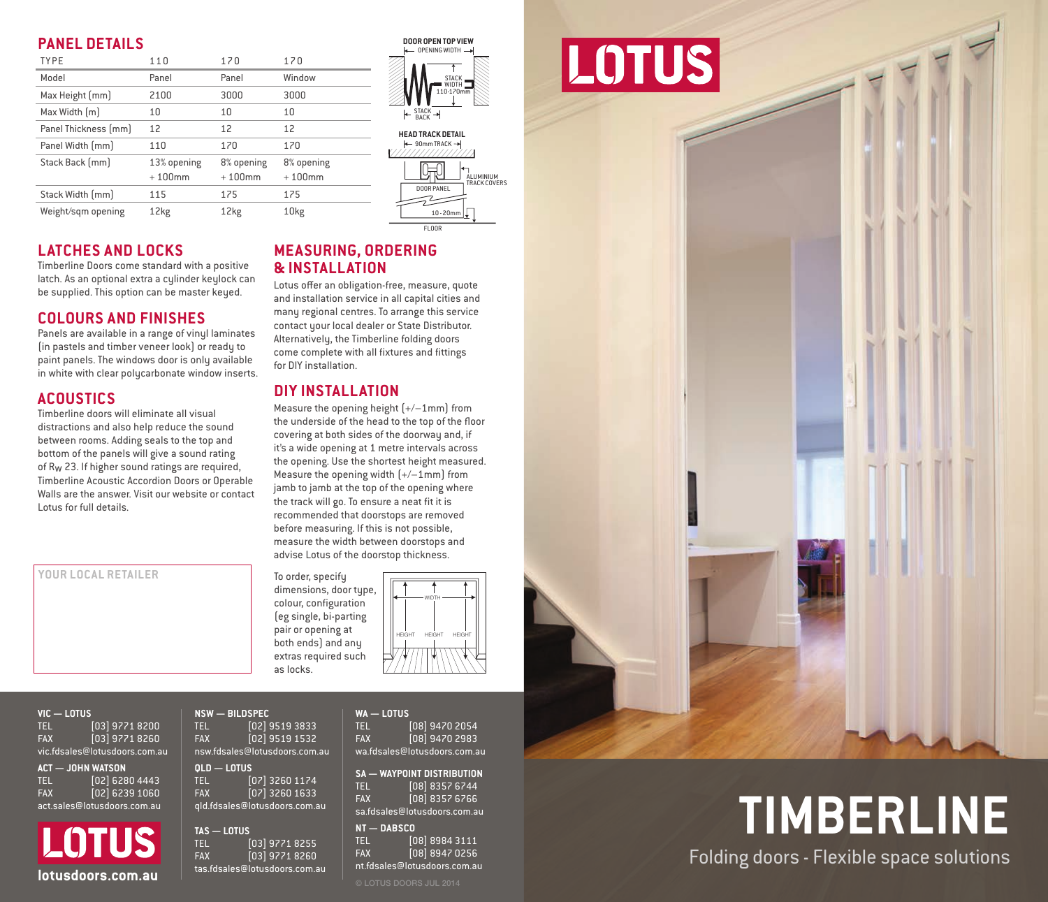## PANEL DETAILS

| TYPE | 110 | 170 | 170 |
|---|---|---|---|
| Model | Panel | Panel | Window |
| Max Height (mm) | 2100 | 3000 | 3000 |
| Max Width (m) | 10 | 10 | 10 |
| Panel Thickness (mm) | 12 | 12 | 12 |
| Panel Width (mm) | 110 | 170 | 170 |
| Stack Back (mm) | 13% opening + 100mm | 8% opening + 100mm | 8% opening + 100mm |
| Stack Width (mm) | 115 | 175 | 175 |
| Weight/sqm opening | 12kg | 12kg | 10kg |

DOOR OPEN TOP VIEW

OPENING WIDTH

STACK WIDTH 110-170mm

STACK BACK

HEAD TRACK DETAIL

90mm TRACK

ALUMINIUM TRACK COVERS

DOOR PANEL

10-20mm

FLOOR

## LATCHES AND LOCKS

Timberline Doors come standard with a positive latch. As an optional extra a cylinder keylock can be supplied. This option can be master keyed.

## COLOURS AND FINISHES

Panels are available in a range of vinyl laminates (in pastels and timber veneer look) or ready to paint panels. The windows door is only available in white with clear polycarbonate window inserts.

## ACOUSTICS

Timberline doors will eliminate all visual distractions and also help reduce the sound between rooms. Adding seals to the top and bottom of the panels will give a sound rating of $R_W$ 23. If higher sound ratings are required, Timberline Acoustic Accordion Doors or Operable Walls are the answer. Visit our website or contact Lotus for full details.

YOUR LOCAL RETAILER

## MEASURING, ORDERING & INSTALLATION

Lotus offer an obligation-free, measure, quote and installation service in all capital cities and many regional centres. To arrange this service contact your local dealer or State Distributor. Alternatively, the Timberline folding doors come complete with all fixtures and fittings for DIY installation.

## DIY INSTALLATION

Measure the opening height (+/–1mm) from the underside of the head to the top of the floor covering at both sides of the doorway and, if it's a wide opening at 1 metre intervals across the opening. Use the shortest height measured. Measure the opening width (+/–1mm) from jamb to jamb at the top of the opening where the track will go. To ensure a neat fit it is recommended that doorstops are removed before measuring. If this is not possible, measure the width between doorstops and advise Lotus of the doorstop thickness.

To order, specify dimensions, door type, colour, configuration (eg single, bi-parting pair or opening at both ends) and any extras required such as locks.

WIDTH

HEIGHT HEIGHT HEIGHT

**VIC — LOTUS**
TEL (03) 9771 8200
FAX (03) 9771 8260
vic.fdsales@lotusdoors.com.au

**ACT — JOHN WATSON**
TEL (02) 6280 4443
FAX (02) 6239 1060
act.sales@lotusdoors.com.au

LOTUS
lotusdoors.com.au

**NSW — BILDSPEC**
TEL (02) 9519 3833
FAX (02) 9519 1532
nsw.fdsales@lotusdoors.com.au

**QLD — LOTUS**
TEL (07) 3260 1174
FAX (07) 3260 1633
qld.fdsales@lotusdoors.com.au

**TAS — LOTUS**
TEL (03) 9771 8255
FAX (03) 9771 8260
tas.fdsales@lotusdoors.com.au

**WA — LOTUS**
TEL (08) 9470 2054
FAX (08) 9470 2983
wa.fdsales@lotusdoors.com.au

**SA — WAYPOINT DISTRIBUTION**
TEL (08) 8357 6744
FAX (08) 8357 6766
sa.fdsales@lotusdoors.com.au

**NT — DABSCO**
TEL (08) 8984 3111
FAX (08) 8947 0256
nt.fdsales@lotusdoors.com.au

© LOTUS DOORS JUL 2014

LOTUS

# TIMBERLINE

Folding doors - Flexible space solutions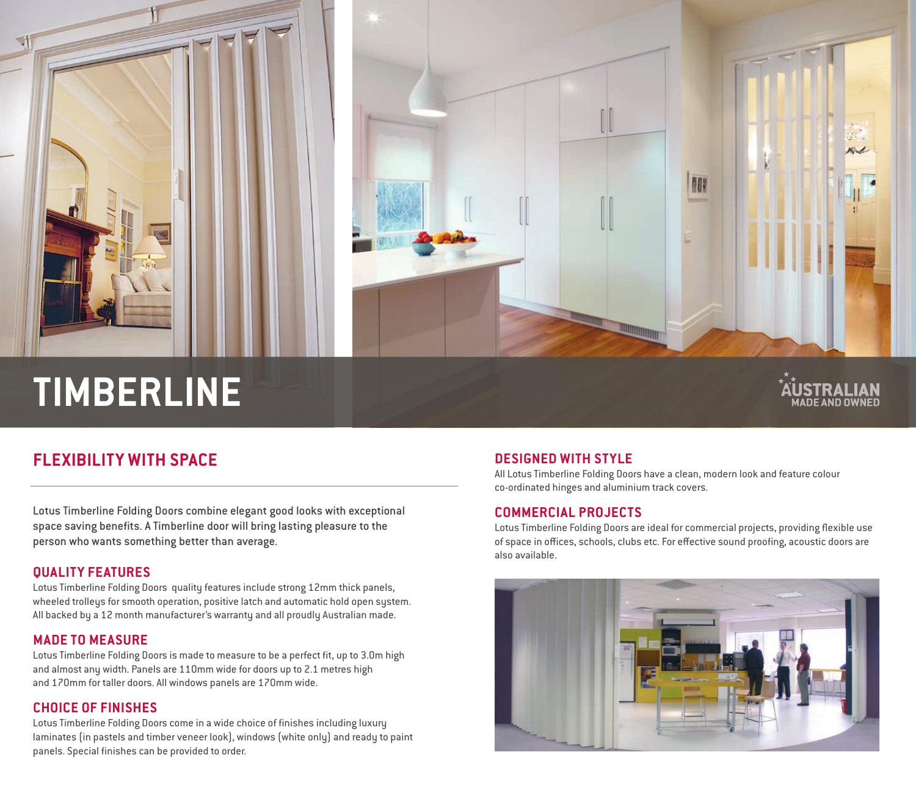# TIMBERLINE

AUSTRALIAN MADE AND OWNED

## FLEXIBILITY WITH SPACE

Lotus Timberline Folding Doors combine elegant good looks with exceptional space saving benefits. A Timberline door will bring lasting pleasure to the person who wants something better than average.

### QUALITY FEATURES

Lotus Timberline Folding Doors quality features include strong 12mm thick panels, wheeled trolleys for smooth operation, positive latch and automatic hold open system. All backed by a 12 month manufacturer's warranty and all proudly Australian made.

### MADE TO MEASURE

Lotus Timberline Folding Doors is made to measure to be a perfect fit, up to 3.0m high and almost any width. Panels are 110mm wide for doors up to 2.1 metres high and 170mm for taller doors. All windows panels are 170mm wide.

### CHOICE OF FINISHES

Lotus Timberline Folding Doors come in a wide choice of finishes including luxury laminates (in pastels and timber veneer look), windows (white only) and ready to paint panels. Special finishes can be provided to order.

### DESIGNED WITH STYLE

All Lotus Timberline Folding Doors have a clean, modern look and feature colour co-ordinated hinges and aluminium track covers.

### COMMERCIAL PROJECTS

Lotus Timberline Folding Doors are ideal for commercial projects, providing flexible use of space in offices, schools, clubs etc. For effective sound proofing, acoustic doors are also available.